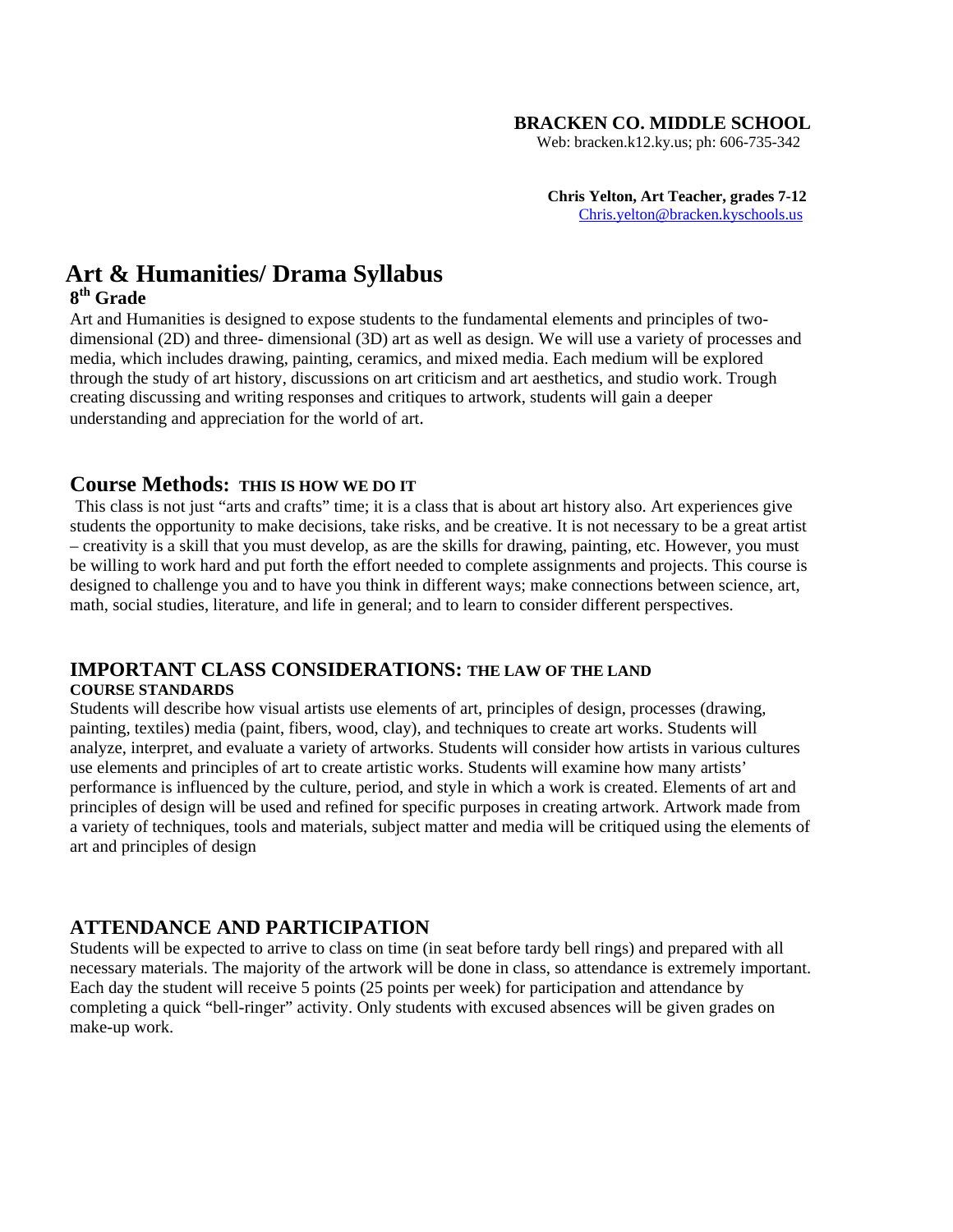**BRACKEN CO. MIDDLE SCHOOL**
Web: bracken.k12.ky.us; ph: 606-735-342

**Chris Yelton, Art Teacher, grades 7-12**
Chris.yelton@bracken.kyschools.us

# Art & Humanities/ Drama Syllabus

## 8th Grade

Art and Humanities is designed to expose students to the fundamental elements and principles of two-dimensional (2D) and three- dimensional (3D) art as well as design. We will use a variety of processes and media, which includes drawing, painting, ceramics, and mixed media. Each medium will be explored through the study of art history, discussions on art criticism and art aesthetics, and studio work. Trough creating discussing and writing responses and critiques to artwork, students will gain a deeper understanding and appreciation for the world of art.

## Course Methods: THIS IS HOW WE DO IT

This class is not just "arts and crafts" time; it is a class that is about art history also. Art experiences give students the opportunity to make decisions, take risks, and be creative. It is not necessary to be a great artist – creativity is a skill that you must develop, as are the skills for drawing, painting, etc. However, you must be willing to work hard and put forth the effort needed to complete assignments and projects. This course is designed to challenge you and to have you think in different ways; make connections between science, art, math, social studies, literature, and life in general; and to learn to consider different perspectives.

## IMPORTANT CLASS CONSIDERATIONS: THE LAW OF THE LAND

**COURSE STANDARDS**

Students will describe how visual artists use elements of art, principles of design, processes (drawing, painting, textiles) media (paint, fibers, wood, clay), and techniques to create art works. Students will analyze, interpret, and evaluate a variety of artworks. Students will consider how artists in various cultures use elements and principles of art to create artistic works. Students will examine how many artists' performance is influenced by the culture, period, and style in which a work is created. Elements of art and principles of design will be used and refined for specific purposes in creating artwork. Artwork made from a variety of techniques, tools and materials, subject matter and media will be critiqued using the elements of art and principles of design

## ATTENDANCE AND PARTICIPATION

Students will be expected to arrive to class on time (in seat before tardy bell rings) and prepared with all necessary materials. The majority of the artwork will be done in class, so attendance is extremely important. Each day the student will receive 5 points (25 points per week) for participation and attendance by completing a quick "bell-ringer" activity. Only students with excused absences will be given grades on make-up work.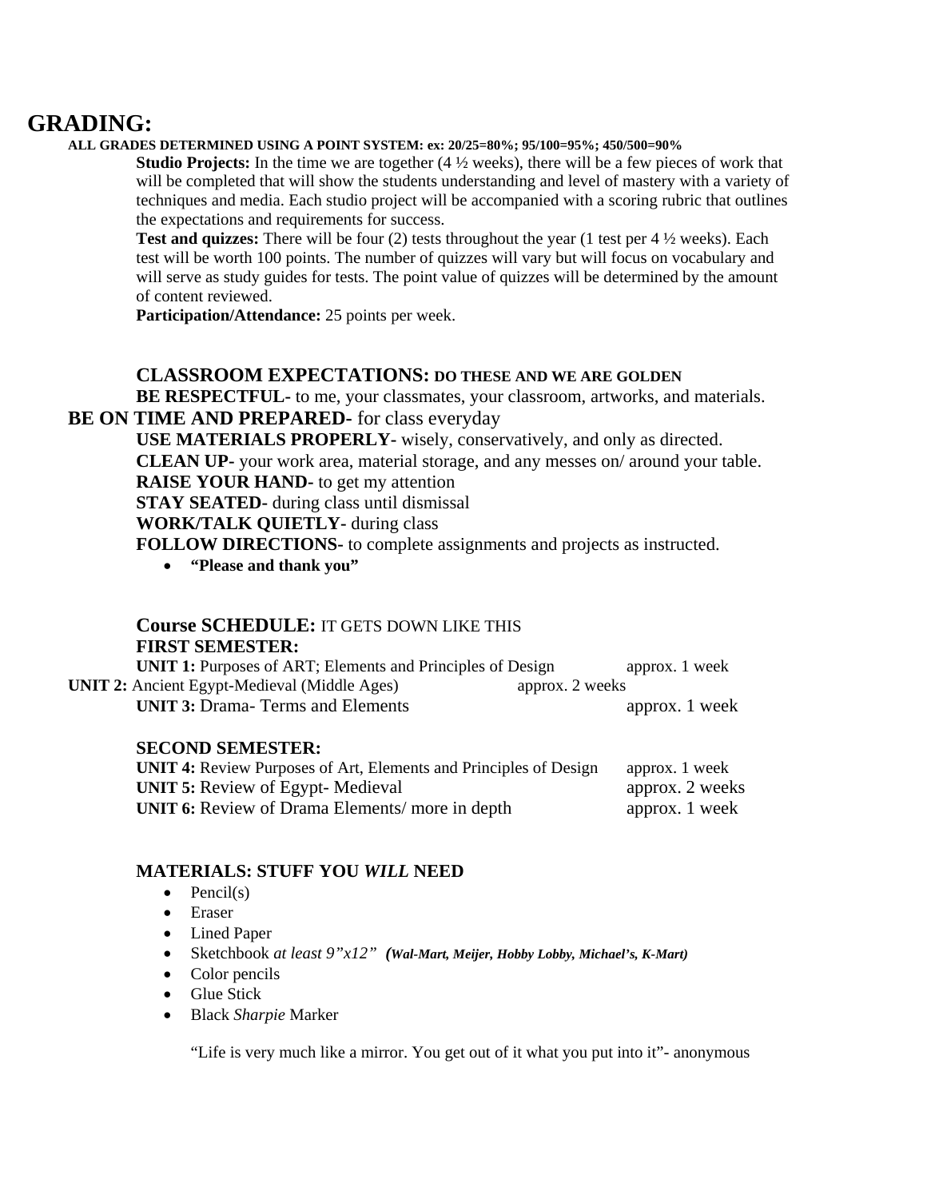# GRADING:

**ALL GRADES DETERMINED USING A POINT SYSTEM: ex: 20/25=80%; 95/100=95%; 450/500=90%**

**Studio Projects:** In the time we are together (4 ½ weeks), there will be a few pieces of work that will be completed that will show the students understanding and level of mastery with a variety of techniques and media. Each studio project will be accompanied with a scoring rubric that outlines the expectations and requirements for success.

**Test and quizzes:** There will be four (2) tests throughout the year (1 test per 4 ½ weeks). Each test will be worth 100 points. The number of quizzes will vary but will focus on vocabulary and will serve as study guides for tests. The point value of quizzes will be determined by the amount of content reviewed.

**Participation/Attendance:** 25 points per week.

## CLASSROOM EXPECTATIONS: DO THESE AND WE ARE GOLDEN

**BE RESPECTFUL-** to me, your classmates, your classroom, artworks, and materials.

**BE ON TIME AND PREPARED-** for class everyday

**USE MATERIALS PROPERLY-** wisely, conservatively, and only as directed.

**CLEAN UP-** your work area, material storage, and any messes on/ around your table.

**RAISE YOUR HAND-** to get my attention

**STAY SEATED-** during class until dismissal

**WORK/TALK QUIETLY-** during class

**FOLLOW DIRECTIONS-** to complete assignments and projects as instructed.

- **"Please and thank you"**

## Course SCHEDULE: IT GETS DOWN LIKE THIS

**FIRST SEMESTER:**

| | |
|---|---|
| **UNIT 1:** Purposes of ART; Elements and Principles of Design | approx. 1 week |
| **UNIT 2:** Ancient Egypt-Medieval (Middle Ages) | approx. 2 weeks |
| **UNIT 3:** Drama- Terms and Elements | approx. 1 week |

**SECOND SEMESTER:**

| | |
|---|---|
| **UNIT 4:** Review Purposes of Art, Elements and Principles of Design | approx. 1 week |
| **UNIT 5:** Review of Egypt- Medieval | approx. 2 weeks |
| **UNIT 6:** Review of Drama Elements/ more in depth | approx. 1 week |

## MATERIALS: STUFF YOU *WILL* NEED

- Pencil(s)
- Eraser
- Lined Paper
- Sketchbook *at least 9"x12"* ***(Wal-Mart, Meijer, Hobby Lobby, Michael's, K-Mart)***
- Color pencils
- Glue Stick
- Black *Sharpie* Marker

"Life is very much like a mirror. You get out of it what you put into it"- anonymous